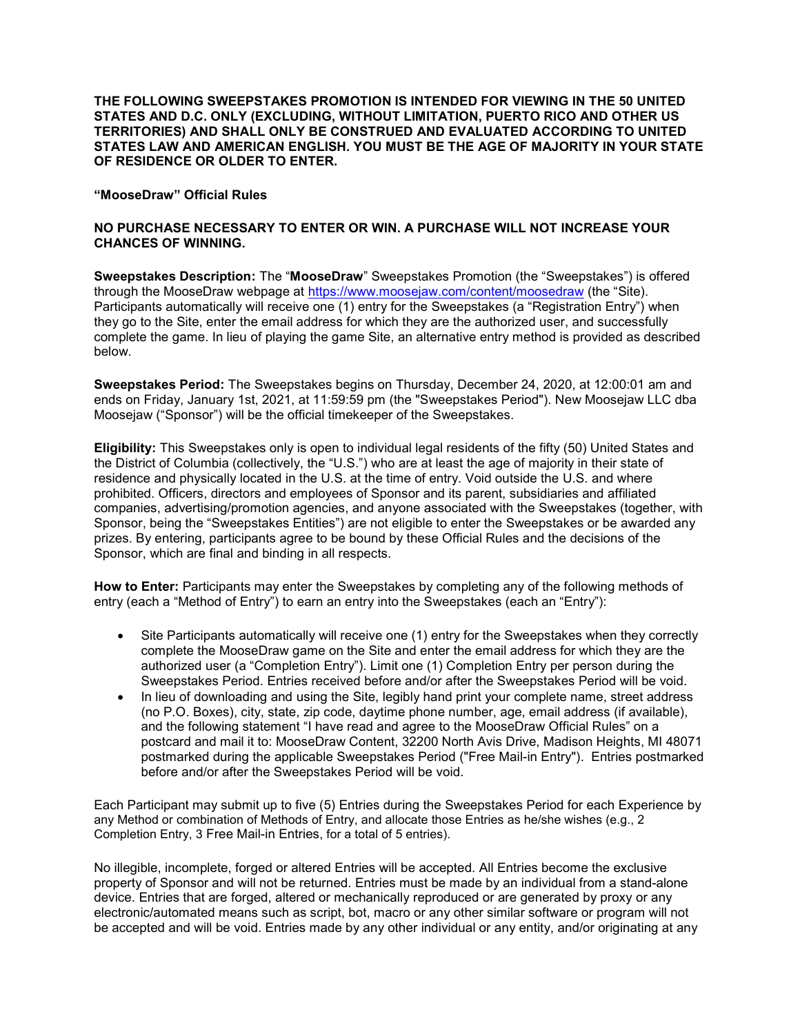**THE FOLLOWING SWEEPSTAKES PROMOTION IS INTENDED FOR VIEWING IN THE 50 UNITED STATES AND D.C. ONLY (EXCLUDING, WITHOUT LIMITATION, PUERTO RICO AND OTHER US TERRITORIES) AND SHALL ONLY BE CONSTRUED AND EVALUATED ACCORDING TO UNITED STATES LAW AND AMERICAN ENGLISH. YOU MUST BE THE AGE OF MAJORITY IN YOUR STATE OF RESIDENCE OR OLDER TO ENTER.**

**"MooseDraw" Official Rules**

**NO PURCHASE NECESSARY TO ENTER OR WIN. A PURCHASE WILL NOT INCREASE YOUR CHANCES OF WINNING.**

**Sweepstakes Description:** The "**MooseDraw**" Sweepstakes Promotion (the "Sweepstakes") is offered through the MooseDraw webpage at https://www.moosejaw.com/content/moosedraw (the "Site). Participants automatically will receive one (1) entry for the Sweepstakes (a "Registration Entry") when they go to the Site, enter the email address for which they are the authorized user, and successfully complete the game. In lieu of playing the game Site, an alternative entry method is provided as described below.

**Sweepstakes Period:** The Sweepstakes begins on Thursday, December 24, 2020, at 12:00:01 am and ends on Friday, January 1st, 2021, at 11:59:59 pm (the "Sweepstakes Period"). New Moosejaw LLC dba Moosejaw ("Sponsor") will be the official timekeeper of the Sweepstakes.

**Eligibility:** This Sweepstakes only is open to individual legal residents of the fifty (50) United States and the District of Columbia (collectively, the "U.S.") who are at least the age of majority in their state of residence and physically located in the U.S. at the time of entry. Void outside the U.S. and where prohibited. Officers, directors and employees of Sponsor and its parent, subsidiaries and affiliated companies, advertising/promotion agencies, and anyone associated with the Sweepstakes (together, with Sponsor, being the "Sweepstakes Entities") are not eligible to enter the Sweepstakes or be awarded any prizes. By entering, participants agree to be bound by these Official Rules and the decisions of the Sponsor, which are final and binding in all respects.

**How to Enter:** Participants may enter the Sweepstakes by completing any of the following methods of entry (each a "Method of Entry") to earn an entry into the Sweepstakes (each an "Entry"):

- Site Participants automatically will receive one (1) entry for the Sweepstakes when they correctly complete the MooseDraw game on the Site and enter the email address for which they are the authorized user (a "Completion Entry"). Limit one (1) Completion Entry per person during the Sweepstakes Period. Entries received before and/or after the Sweepstakes Period will be void.
- In lieu of downloading and using the Site, legibly hand print your complete name, street address (no P.O. Boxes), city, state, zip code, daytime phone number, age, email address (if available), and the following statement "I have read and agree to the MooseDraw Official Rules" on a postcard and mail it to: MooseDraw Content, 32200 North Avis Drive, Madison Heights, MI 48071 postmarked during the applicable Sweepstakes Period ("Free Mail-in Entry"). Entries postmarked before and/or after the Sweepstakes Period will be void.

Each Participant may submit up to five (5) Entries during the Sweepstakes Period for each Experience by any Method or combination of Methods of Entry, and allocate those Entries as he/she wishes (e.g., 2 Completion Entry, 3 Free Mail-in Entries, for a total of 5 entries).

No illegible, incomplete, forged or altered Entries will be accepted. All Entries become the exclusive property of Sponsor and will not be returned. Entries must be made by an individual from a stand-alone device. Entries that are forged, altered or mechanically reproduced or are generated by proxy or any electronic/automated means such as script, bot, macro or any other similar software or program will not be accepted and will be void. Entries made by any other individual or any entity, and/or originating at any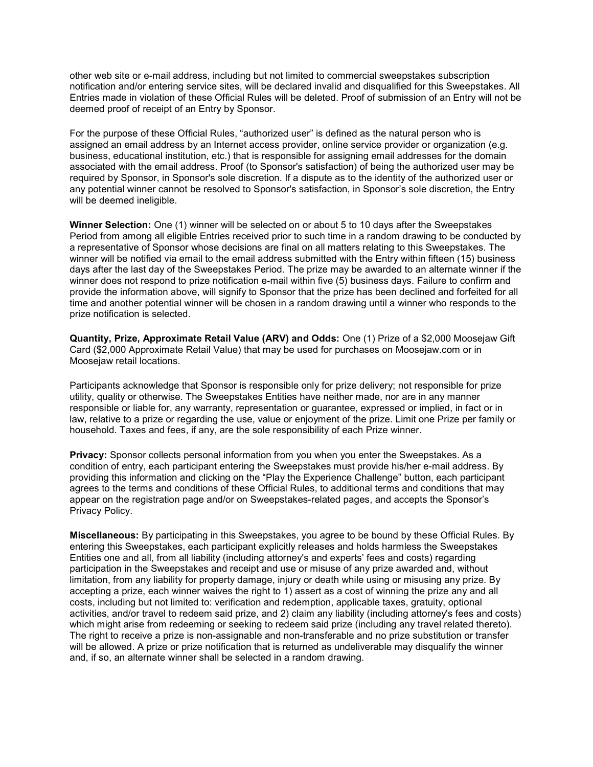other web site or e-mail address, including but not limited to commercial sweepstakes subscription notification and/or entering service sites, will be declared invalid and disqualified for this Sweepstakes. All Entries made in violation of these Official Rules will be deleted. Proof of submission of an Entry will not be deemed proof of receipt of an Entry by Sponsor.

For the purpose of these Official Rules, "authorized user" is defined as the natural person who is assigned an email address by an Internet access provider, online service provider or organization (e.g. business, educational institution, etc.) that is responsible for assigning email addresses for the domain associated with the email address. Proof (to Sponsor's satisfaction) of being the authorized user may be required by Sponsor, in Sponsor's sole discretion. If a dispute as to the identity of the authorized user or any potential winner cannot be resolved to Sponsor's satisfaction, in Sponsor's sole discretion, the Entry will be deemed ineligible.

**Winner Selection:** One (1) winner will be selected on or about 5 to 10 days after the Sweepstakes Period from among all eligible Entries received prior to such time in a random drawing to be conducted by a representative of Sponsor whose decisions are final on all matters relating to this Sweepstakes. The winner will be notified via email to the email address submitted with the Entry within fifteen (15) business days after the last day of the Sweepstakes Period. The prize may be awarded to an alternate winner if the winner does not respond to prize notification e-mail within five (5) business days. Failure to confirm and provide the information above, will signify to Sponsor that the prize has been declined and forfeited for all time and another potential winner will be chosen in a random drawing until a winner who responds to the prize notification is selected.

**Quantity, Prize, Approximate Retail Value (ARV) and Odds:** One (1) Prize of a $2,000 Moosejaw Gift Card ($2,000 Approximate Retail Value) that may be used for purchases on Moosejaw.com or in Moosejaw retail locations.

Participants acknowledge that Sponsor is responsible only for prize delivery; not responsible for prize utility, quality or otherwise. The Sweepstakes Entities have neither made, nor are in any manner responsible or liable for, any warranty, representation or guarantee, expressed or implied, in fact or in law, relative to a prize or regarding the use, value or enjoyment of the prize. Limit one Prize per family or household. Taxes and fees, if any, are the sole responsibility of each Prize winner.

**Privacy:** Sponsor collects personal information from you when you enter the Sweepstakes. As a condition of entry, each participant entering the Sweepstakes must provide his/her e-mail address. By providing this information and clicking on the "Play the Experience Challenge" button, each participant agrees to the terms and conditions of these Official Rules, to additional terms and conditions that may appear on the registration page and/or on Sweepstakes-related pages, and accepts the Sponsor's Privacy Policy.

**Miscellaneous:** By participating in this Sweepstakes, you agree to be bound by these Official Rules. By entering this Sweepstakes, each participant explicitly releases and holds harmless the Sweepstakes Entities one and all, from all liability (including attorney's and experts' fees and costs) regarding participation in the Sweepstakes and receipt and use or misuse of any prize awarded and, without limitation, from any liability for property damage, injury or death while using or misusing any prize. By accepting a prize, each winner waives the right to 1) assert as a cost of winning the prize any and all costs, including but not limited to: verification and redemption, applicable taxes, gratuity, optional activities, and/or travel to redeem said prize, and 2) claim any liability (including attorney's fees and costs) which might arise from redeeming or seeking to redeem said prize (including any travel related thereto). The right to receive a prize is non-assignable and non-transferable and no prize substitution or transfer will be allowed. A prize or prize notification that is returned as undeliverable may disqualify the winner and, if so, an alternate winner shall be selected in a random drawing.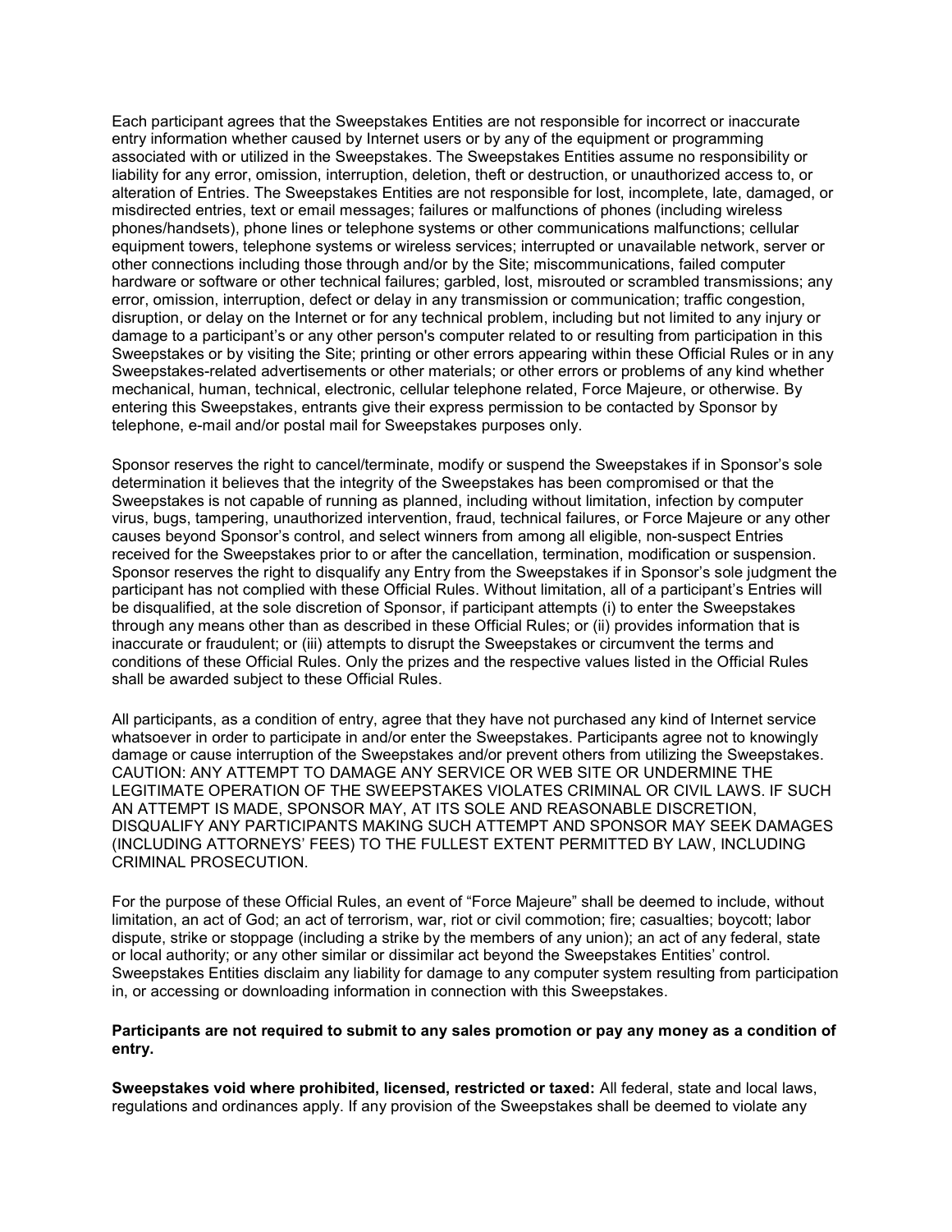Each participant agrees that the Sweepstakes Entities are not responsible for incorrect or inaccurate entry information whether caused by Internet users or by any of the equipment or programming associated with or utilized in the Sweepstakes. The Sweepstakes Entities assume no responsibility or liability for any error, omission, interruption, deletion, theft or destruction, or unauthorized access to, or alteration of Entries. The Sweepstakes Entities are not responsible for lost, incomplete, late, damaged, or misdirected entries, text or email messages; failures or malfunctions of phones (including wireless phones/handsets), phone lines or telephone systems or other communications malfunctions; cellular equipment towers, telephone systems or wireless services; interrupted or unavailable network, server or other connections including those through and/or by the Site; miscommunications, failed computer hardware or software or other technical failures; garbled, lost, misrouted or scrambled transmissions; any error, omission, interruption, defect or delay in any transmission or communication; traffic congestion, disruption, or delay on the Internet or for any technical problem, including but not limited to any injury or damage to a participant's or any other person's computer related to or resulting from participation in this Sweepstakes or by visiting the Site; printing or other errors appearing within these Official Rules or in any Sweepstakes-related advertisements or other materials; or other errors or problems of any kind whether mechanical, human, technical, electronic, cellular telephone related, Force Majeure, or otherwise. By entering this Sweepstakes, entrants give their express permission to be contacted by Sponsor by telephone, e-mail and/or postal mail for Sweepstakes purposes only.

Sponsor reserves the right to cancel/terminate, modify or suspend the Sweepstakes if in Sponsor's sole determination it believes that the integrity of the Sweepstakes has been compromised or that the Sweepstakes is not capable of running as planned, including without limitation, infection by computer virus, bugs, tampering, unauthorized intervention, fraud, technical failures, or Force Majeure or any other causes beyond Sponsor's control, and select winners from among all eligible, non-suspect Entries received for the Sweepstakes prior to or after the cancellation, termination, modification or suspension. Sponsor reserves the right to disqualify any Entry from the Sweepstakes if in Sponsor's sole judgment the participant has not complied with these Official Rules. Without limitation, all of a participant's Entries will be disqualified, at the sole discretion of Sponsor, if participant attempts (i) to enter the Sweepstakes through any means other than as described in these Official Rules; or (ii) provides information that is inaccurate or fraudulent; or (iii) attempts to disrupt the Sweepstakes or circumvent the terms and conditions of these Official Rules. Only the prizes and the respective values listed in the Official Rules shall be awarded subject to these Official Rules.

All participants, as a condition of entry, agree that they have not purchased any kind of Internet service whatsoever in order to participate in and/or enter the Sweepstakes. Participants agree not to knowingly damage or cause interruption of the Sweepstakes and/or prevent others from utilizing the Sweepstakes. CAUTION: ANY ATTEMPT TO DAMAGE ANY SERVICE OR WEB SITE OR UNDERMINE THE LEGITIMATE OPERATION OF THE SWEEPSTAKES VIOLATES CRIMINAL OR CIVIL LAWS. IF SUCH AN ATTEMPT IS MADE, SPONSOR MAY, AT ITS SOLE AND REASONABLE DISCRETION, DISQUALIFY ANY PARTICIPANTS MAKING SUCH ATTEMPT AND SPONSOR MAY SEEK DAMAGES (INCLUDING ATTORNEYS' FEES) TO THE FULLEST EXTENT PERMITTED BY LAW, INCLUDING CRIMINAL PROSECUTION.

For the purpose of these Official Rules, an event of "Force Majeure" shall be deemed to include, without limitation, an act of God; an act of terrorism, war, riot or civil commotion; fire; casualties; boycott; labor dispute, strike or stoppage (including a strike by the members of any union); an act of any federal, state or local authority; or any other similar or dissimilar act beyond the Sweepstakes Entities' control. Sweepstakes Entities disclaim any liability for damage to any computer system resulting from participation in, or accessing or downloading information in connection with this Sweepstakes.

**Participants are not required to submit to any sales promotion or pay any money as a condition of entry.**

**Sweepstakes void where prohibited, licensed, restricted or taxed:** All federal, state and local laws, regulations and ordinances apply. If any provision of the Sweepstakes shall be deemed to violate any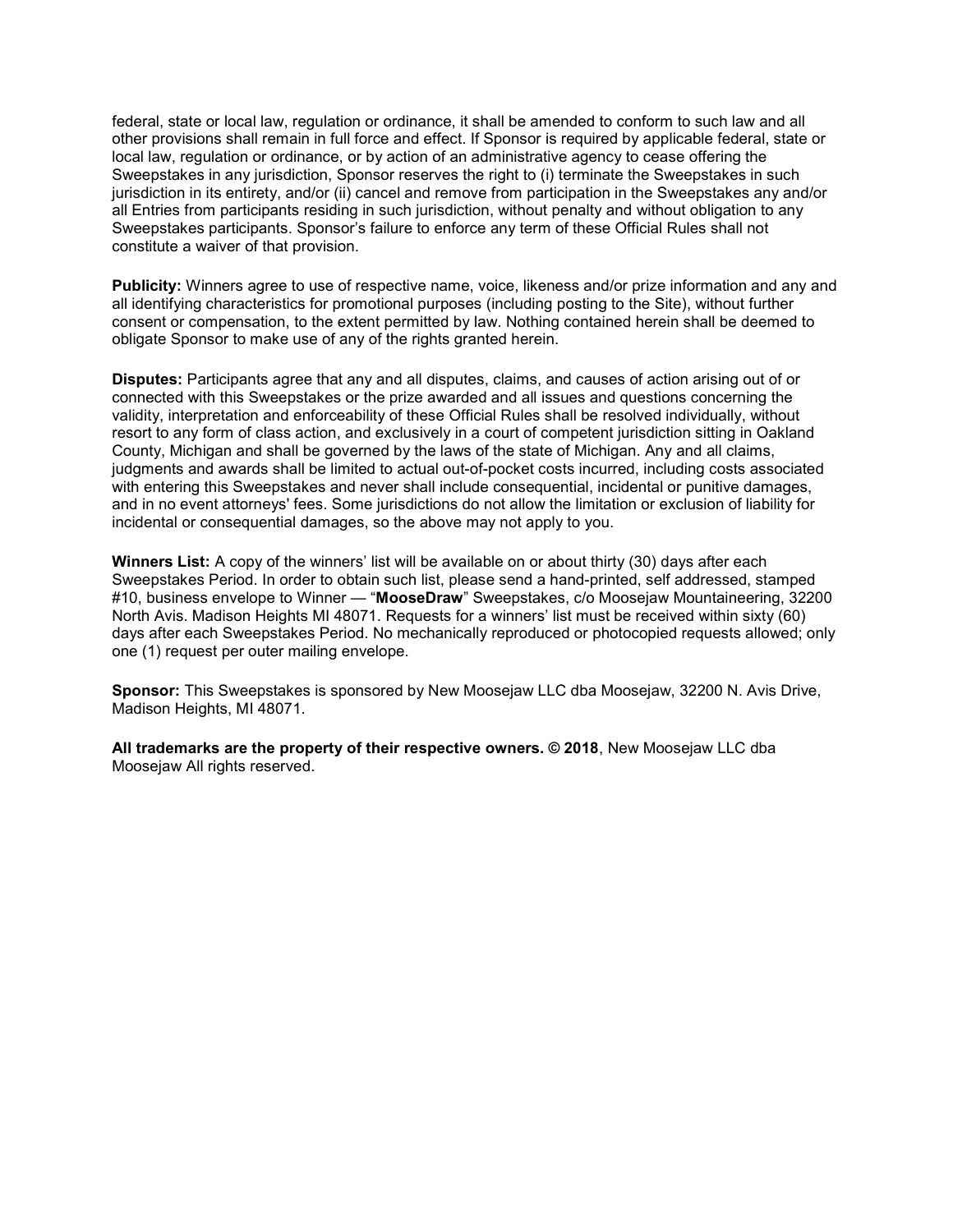federal, state or local law, regulation or ordinance, it shall be amended to conform to such law and all other provisions shall remain in full force and effect. If Sponsor is required by applicable federal, state or local law, regulation or ordinance, or by action of an administrative agency to cease offering the Sweepstakes in any jurisdiction, Sponsor reserves the right to (i) terminate the Sweepstakes in such jurisdiction in its entirety, and/or (ii) cancel and remove from participation in the Sweepstakes any and/or all Entries from participants residing in such jurisdiction, without penalty and without obligation to any Sweepstakes participants. Sponsor's failure to enforce any term of these Official Rules shall not constitute a waiver of that provision.

**Publicity:** Winners agree to use of respective name, voice, likeness and/or prize information and any and all identifying characteristics for promotional purposes (including posting to the Site), without further consent or compensation, to the extent permitted by law. Nothing contained herein shall be deemed to obligate Sponsor to make use of any of the rights granted herein.

**Disputes:** Participants agree that any and all disputes, claims, and causes of action arising out of or connected with this Sweepstakes or the prize awarded and all issues and questions concerning the validity, interpretation and enforceability of these Official Rules shall be resolved individually, without resort to any form of class action, and exclusively in a court of competent jurisdiction sitting in Oakland County, Michigan and shall be governed by the laws of the state of Michigan. Any and all claims, judgments and awards shall be limited to actual out-of-pocket costs incurred, including costs associated with entering this Sweepstakes and never shall include consequential, incidental or punitive damages, and in no event attorneys' fees. Some jurisdictions do not allow the limitation or exclusion of liability for incidental or consequential damages, so the above may not apply to you.

**Winners List:** A copy of the winners' list will be available on or about thirty (30) days after each Sweepstakes Period. In order to obtain such list, please send a hand-printed, self addressed, stamped #10, business envelope to Winner — "**MooseDraw**" Sweepstakes, c/o Moosejaw Mountaineering, 32200 North Avis. Madison Heights MI 48071. Requests for a winners' list must be received within sixty (60) days after each Sweepstakes Period. No mechanically reproduced or photocopied requests allowed; only one (1) request per outer mailing envelope.

**Sponsor:** This Sweepstakes is sponsored by New Moosejaw LLC dba Moosejaw, 32200 N. Avis Drive, Madison Heights, MI 48071.

**All trademarks are the property of their respective owners. © 2018**, New Moosejaw LLC dba Moosejaw All rights reserved.